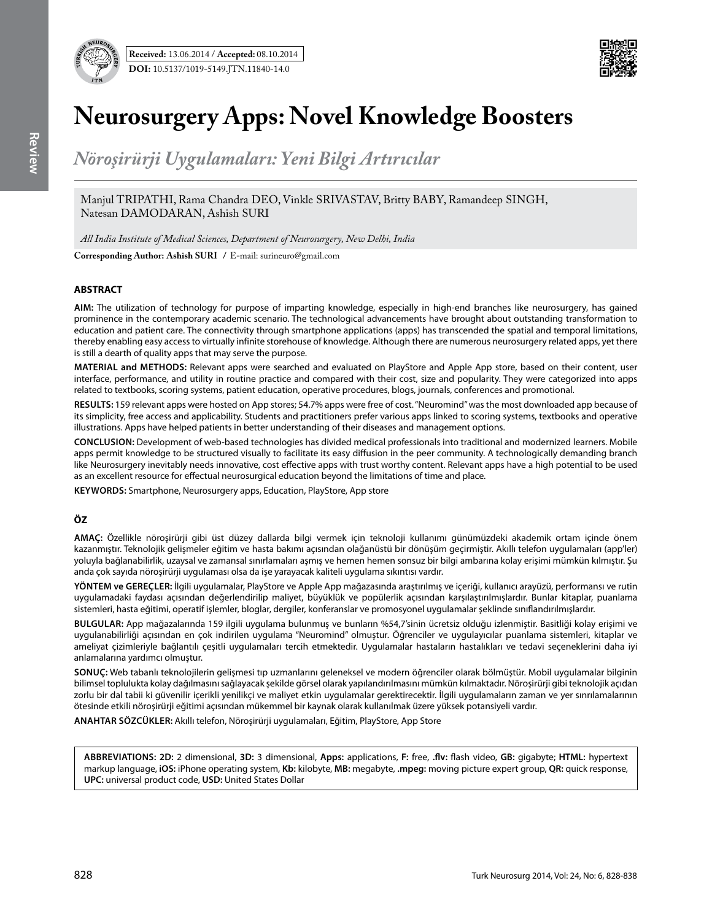**Received:** 13.06.2014 / **Accepted:** 08.10.2014

**DOI:** 10.5137/1019-5149.JTN.11840-14.0

# Neurosurgery Apps: Novel Knowledge Boosters

## *Nöroşirürji Uygulamaları: Yeni Bilgi Artırıcılar*

Manjul TRIPATHI, Rama Chandra DEO, Vinkle SRIVASTAV, Britty BABY, Ramandeep SINGH, Natesan DAMODARAN, Ashish SURI

*All India Institute of Medical Sciences, Department of Neurosurgery, New Delhi, India*

**Corresponding Author: Ashish SURI** / E-mail: surineuro@gmail.com

### ABSTRACT

**AIM:** The utilization of technology for purpose of imparting knowledge, especially in high-end branches like neurosurgery, has gained prominence in the contemporary academic scenario. The technological advancements have brought about outstanding transformation to education and patient care. The connectivity through smartphone applications (apps) has transcended the spatial and temporal limitations, thereby enabling easy access to virtually infinite storehouse of knowledge. Although there are numerous neurosurgery related apps, yet there is still a dearth of quality apps that may serve the purpose.

**MATERIAL and METHODS:** Relevant apps were searched and evaluated on PlayStore and Apple App store, based on their content, user interface, performance, and utility in routine practice and compared with their cost, size and popularity. They were categorized into apps related to textbooks, scoring systems, patient education, operative procedures, blogs, journals, conferences and promotional.

**RESULTS:** 159 relevant apps were hosted on App stores; 54.7% apps were free of cost. "Neuromind" was the most downloaded app because of its simplicity, free access and applicability. Students and practitioners prefer various apps linked to scoring systems, textbooks and operative illustrations. Apps have helped patients in better understanding of their diseases and management options.

**CONCLUSION:** Development of web-based technologies has divided medical professionals into traditional and modernized learners. Mobile apps permit knowledge to be structured visually to facilitate its easy diffusion in the peer community. A technologically demanding branch like Neurosurgery inevitably needs innovative, cost effective apps with trust worthy content. Relevant apps have a high potential to be used as an excellent resource for effectual neurosurgical education beyond the limitations of time and place.

**KEYWORDS:** Smartphone, Neurosurgery apps, Education, PlayStore, App store

### ÖZ

**AMAÇ:** Özellikle nöroşirürji gibi üst düzey dallarda bilgi vermek için teknoloji kullanımı günümüzdeki akademik ortam içinde önem kazanmıştır. Teknolojik gelişmeler eğitim ve hasta bakımı açısından olağanüstü bir dönüşüm geçirmiştir. Akıllı telefon uygulamaları (app'ler) yoluyla bağlanabilirlik, uzaysal ve zamansal sınırlamaları aşmış ve hemen hemen sonsuz bir bilgi ambarına kolay erişimi mümkün kılmıştır. Şu anda çok sayıda nöroşirürji uygulaması olsa da işe yarayacak kaliteli uygulama sıkıntısı vardır.

**YÖNTEM ve GEREÇLER:** İlgili uygulamalar, PlayStore ve Apple App mağazasında araştırılmış ve içeriği, kullanıcı arayüzü, performansı ve rutin uygulamadaki faydası açısından değerlendirilip maliyet, büyüklük ve popülerlik açısından karşılaştırılmışlardır. Bunlar kitaplar, puanlama sistemleri, hasta eğitimi, operatif işlemler, bloglar, dergiler, konferanslar ve promosyonel uygulamalar şeklinde sınıflandırılmışlardır.

**BULGULAR:** App mağazalarında 159 ilgili uygulama bulunmuş ve bunların %54,7'sinin ücretsiz olduğu izlenmiştir. Basitliği kolay erişimi ve uygulanabilirliği açısından en çok indirilen uygulama "Neuromind" olmuştur. Öğrenciler ve uygulayıcılar puanlama sistemleri, kitaplar ve ameliyat çizimleriyle bağlantılı çeşitli uygulamaları tercih etmektedir. Uygulamalar hastaların hastalıkları ve tedavi seçeneklerini daha iyi anlamalarına yardımcı olmuştur.

**SONUÇ:** Web tabanlı teknolojilerin gelişmesi tıp uzmanlarını geleneksel ve modern öğrenciler olarak bölmüştür. Mobil uygulamalar bilginin bilimsel toplulukta kolay dağılmasını sağlayacak şekilde görsel olarak yapılandırılmasını mümkün kılmaktadır. Nöroşirürji gibi teknolojik açıdan zorlu bir dal tabii ki güvenilir içerikli yenilikçi ve maliyet etkin uygulamalar gerektirecektir. İlgili uygulamaların zaman ve yer sınırlamalarının ötesinde etkili nöroşirürji eğitimi açısından mükemmel bir kaynak olarak kullanılmak üzere yüksek potansiyeli vardır.

**ANAHTAR SÖZCÜKLER:** Akıllı telefon, Nöroşirürji uygulamaları, Eğitim, PlayStore, App Store

**ABBREVIATIONS: 2D:** 2 dimensional, **3D:** 3 dimensional, **Apps:** applications, **F:** free, **.flv:** flash video, **GB:** gigabyte; **HTML:** hypertext markup language, **iOS:** iPhone operating system, **Kb:** kilobyte, **MB:** megabyte, **.mpeg:** moving picture expert group, **QR:** quick response, **UPC:** universal product code, **USD:** United States Dollar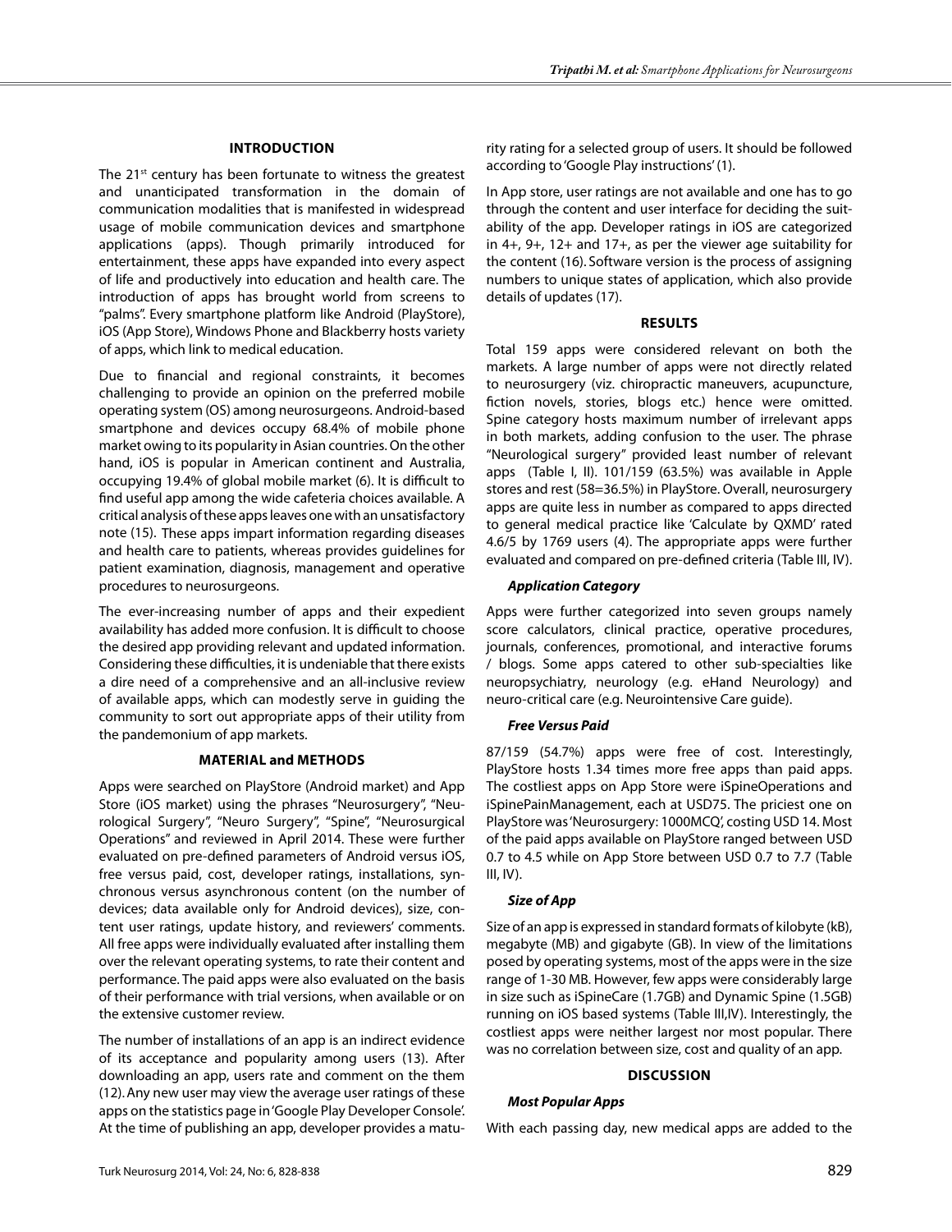## INTRODUCTION

The 21st century has been fortunate to witness the greatest and unanticipated transformation in the domain of communication modalities that is manifested in widespread usage of mobile communication devices and smartphone applications (apps). Though primarily introduced for entertainment, these apps have expanded into every aspect of life and productively into education and health care. The introduction of apps has brought world from screens to "palms". Every smartphone platform like Android (PlayStore), iOS (App Store), Windows Phone and Blackberry hosts variety of apps, which link to medical education.

Due to financial and regional constraints, it becomes challenging to provide an opinion on the preferred mobile operating system (OS) among neurosurgeons. Android-based smartphone and devices occupy 68.4% of mobile phone market owing to its popularity in Asian countries. On the other hand, iOS is popular in American continent and Australia, occupying 19.4% of global mobile market (6). It is difficult to find useful app among the wide cafeteria choices available. A critical analysis of these apps leaves one with an unsatisfactory note (15). These apps impart information regarding diseases and health care to patients, whereas provides guidelines for patient examination, diagnosis, management and operative procedures to neurosurgeons.

The ever-increasing number of apps and their expedient availability has added more confusion. It is difficult to choose the desired app providing relevant and updated information. Considering these difficulties, it is undeniable that there exists a dire need of a comprehensive and an all-inclusive review of available apps, which can modestly serve in guiding the community to sort out appropriate apps of their utility from the pandemonium of app markets.

## MATERIAL and METHODS

Apps were searched on PlayStore (Android market) and App Store (iOS market) using the phrases "Neurosurgery", "Neurological Surgery", "Neuro Surgery", "Spine", "Neurosurgical Operations" and reviewed in April 2014. These were further evaluated on pre-defined parameters of Android versus iOS, free versus paid, cost, developer ratings, installations, synchronous versus asynchronous content (on the number of devices; data available only for Android devices), size, content user ratings, update history, and reviewers' comments. All free apps were individually evaluated after installing them over the relevant operating systems, to rate their content and performance. The paid apps were also evaluated on the basis of their performance with trial versions, when available or on the extensive customer review.

The number of installations of an app is an indirect evidence of its acceptance and popularity among users (13). After downloading an app, users rate and comment on the them (12). Any new user may view the average user ratings of these apps on the statistics page in 'Google Play Developer Console'. At the time of publishing an app, developer provides a maturity rating for a selected group of users. It should be followed according to 'Google Play instructions' (1).

In App store, user ratings are not available and one has to go through the content and user interface for deciding the suitability of the app. Developer ratings in iOS are categorized in 4+, 9+, 12+ and 17+, as per the viewer age suitability for the content (16). Software version is the process of assigning numbers to unique states of application, which also provide details of updates (17).

## RESULTS

Total 159 apps were considered relevant on both the markets. A large number of apps were not directly related to neurosurgery (viz. chiropractic maneuvers, acupuncture, fiction novels, stories, blogs etc.) hence were omitted. Spine category hosts maximum number of irrelevant apps in both markets, adding confusion to the user. The phrase "Neurological surgery" provided least number of relevant apps (Table I, II). 101/159 (63.5%) was available in Apple stores and rest (58=36.5%) in PlayStore. Overall, neurosurgery apps are quite less in number as compared to apps directed to general medical practice like 'Calculate by QXMD' rated 4.6/5 by 1769 users (4). The appropriate apps were further evaluated and compared on pre-defined criteria (Table III, IV).

### *Application Category*

Apps were further categorized into seven groups namely score calculators, clinical practice, operative procedures, journals, conferences, promotional, and interactive forums / blogs. Some apps catered to other sub-specialties like neuropsychiatry, neurology (e.g. eHand Neurology) and neuro-critical care (e.g. Neurointensive Care guide).

### *Free Versus Paid*

87/159 (54.7%) apps were free of cost. Interestingly, PlayStore hosts 1.34 times more free apps than paid apps. The costliest apps on App Store were iSpineOperations and iSpinePainManagement, each at USD75. The priciest one on PlayStore was 'Neurosurgery: 1000MCQ', costing USD 14. Most of the paid apps available on PlayStore ranged between USD 0.7 to 4.5 while on App Store between USD 0.7 to 7.7 (Table III, IV).

### *Size of App*

Size of an app is expressed in standard formats of kilobyte (kB), megabyte (MB) and gigabyte (GB). In view of the limitations posed by operating systems, most of the apps were in the size range of 1-30 MB. However, few apps were considerably large in size such as iSpineCare (1.7GB) and Dynamic Spine (1.5GB) running on iOS based systems (Table III,IV). Interestingly, the costliest apps were neither largest nor most popular. There was no correlation between size, cost and quality of an app.

## DISCUSSION

### *Most Popular Apps*

With each passing day, new medical apps are added to the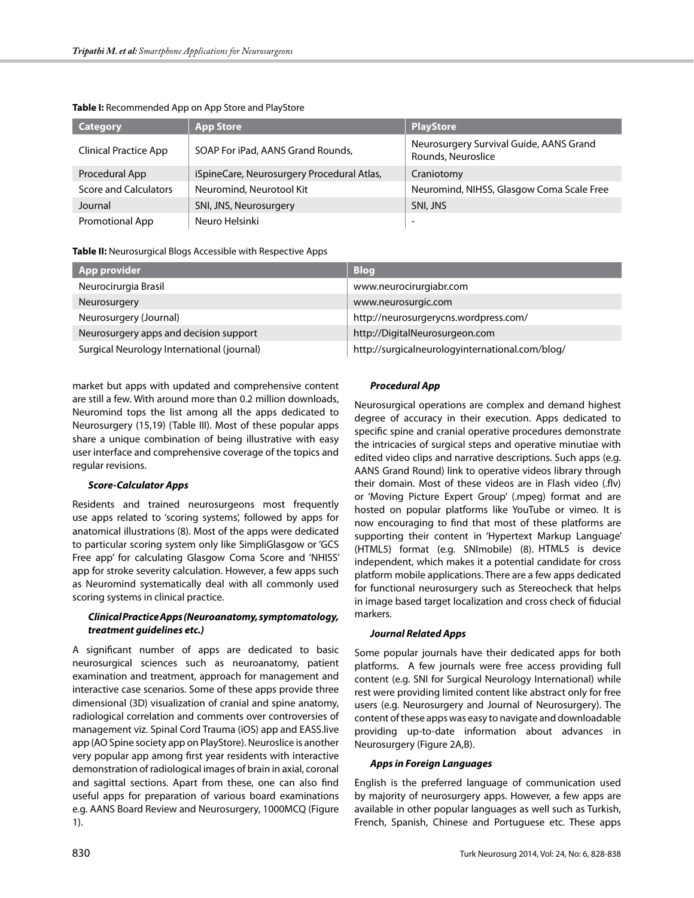**Table I:** Recommended App on App Store and PlayStore

| Category | App Store | PlayStore |
|---|---|---|
| Clinical Practice App | SOAP For iPad, AANS Grand Rounds, | Neurosurgery Survival Guide, AANS Grand Rounds, Neuroslice |
| Procedural App | iSpineCare, Neurosurgery Procedural Atlas, | Craniotomy |
| Score and Calculators | Neuromind, Neurotool Kit | Neuromind, NIHSS, Glasgow Coma Scale Free |
| Journal | SNI, JNS, Neurosurgery | SNI, JNS |
| Promotional App | Neuro Helsinki | - |

**Table II:** Neurosurgical Blogs Accessible with Respective Apps

| App provider | Blog |
|---|---|
| Neurocirurgia Brasil | www.neurocirurgiabr.com |
| Neurosurgery | www.neurosurgic.com |
| Neurosurgery (Journal) | http://neurosurgerycns.wordpress.com/ |
| Neurosurgery apps and decision support | http://DigitalNeurosurgeon.com |
| Surgical Neurology International (journal) | http://surgicalneurologyinternational.com/blog/ |

market but apps with updated and comprehensive content are still a few. With around more than 0.2 million downloads, Neuromind tops the list among all the apps dedicated to Neurosurgery (15,19) (Table III). Most of these popular apps share a unique combination of being illustrative with easy user interface and comprehensive coverage of the topics and regular revisions.

#### *Score-Calculator Apps*

Residents and trained neurosurgeons most frequently use apps related to 'scoring systems', followed by apps for anatomical illustrations (8). Most of the apps were dedicated to particular scoring system only like SimpliGlasgow or 'GCS Free app' for calculating Glasgow Coma Score and 'NHISS' app for stroke severity calculation. However, a few apps such as Neuromind systematically deal with all commonly used scoring systems in clinical practice.

#### *Clinical Practice Apps (Neuroanatomy, symptomatology, treatment guidelines etc.)*

A significant number of apps are dedicated to basic neurosurgical sciences such as neuroanatomy, patient examination and treatment, approach for management and interactive case scenarios. Some of these apps provide three dimensional (3D) visualization of cranial and spine anatomy, radiological correlation and comments over controversies of management viz. Spinal Cord Trauma (iOS) app and EASS.live app (AO Spine society app on PlayStore). Neuroslice is another very popular app among first year residents with interactive demonstration of radiological images of brain in axial, coronal and sagittal sections. Apart from these, one can also find useful apps for preparation of various board examinations e.g. AANS Board Review and Neurosurgery, 1000MCQ (Figure 1).

#### *Procedural App*

Neurosurgical operations are complex and demand highest degree of accuracy in their execution. Apps dedicated to specific spine and cranial operative procedures demonstrate the intricacies of surgical steps and operative minutiae with edited video clips and narrative descriptions. Such apps (e.g. AANS Grand Round) link to operative videos library through their domain. Most of these videos are in Flash video (.flv) or 'Moving Picture Expert Group' (.mpeg) format and are hosted on popular platforms like YouTube or vimeo. It is now encouraging to find that most of these platforms are supporting their content in 'Hypertext Markup Language' (HTML5) format (e.g. SNImobile) (8). HTML5 is device independent, which makes it a potential candidate for cross platform mobile applications. There are a few apps dedicated for functional neurosurgery such as Stereocheck that helps in image based target localization and cross check of fiducial markers.

#### *Journal Related Apps*

Some popular journals have their dedicated apps for both platforms. A few journals were free access providing full content (e.g. SNI for Surgical Neurology International) while rest were providing limited content like abstract only for free users (e.g. Neurosurgery and Journal of Neurosurgery). The content of these apps was easy to navigate and downloadable providing up-to-date information about advances in Neurosurgery (Figure 2A,B).

#### *Apps in Foreign Languages*

English is the preferred language of communication used by majority of neurosurgery apps. However, a few apps are available in other popular languages as well such as Turkish, French, Spanish, Chinese and Portuguese etc. These apps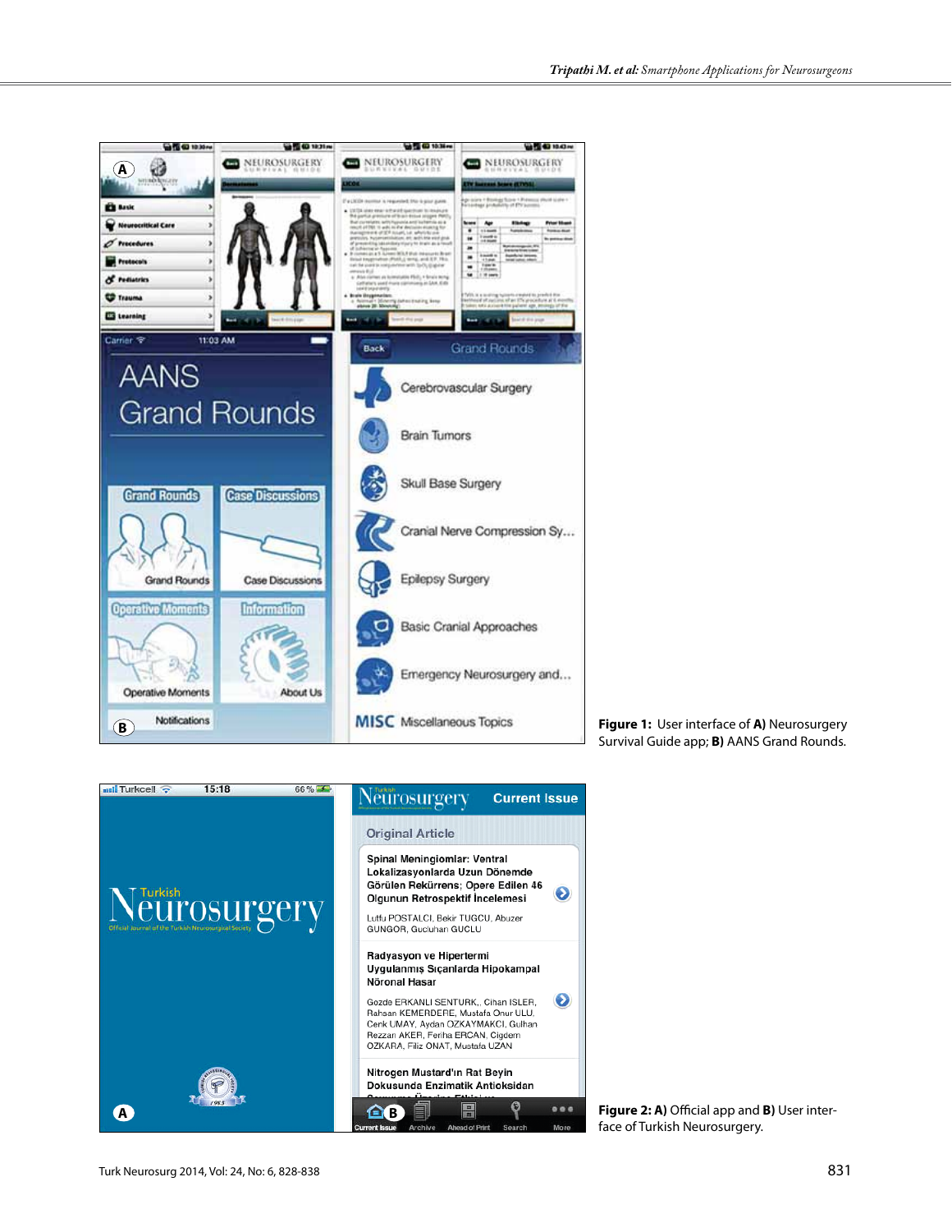**Figure 1:** User interface of **A)** Neurosurgery Survival Guide app; **B)** AANS Grand Rounds.

**Figure 2: A)** Official app and **B)** User interface of Turkish Neurosurgery.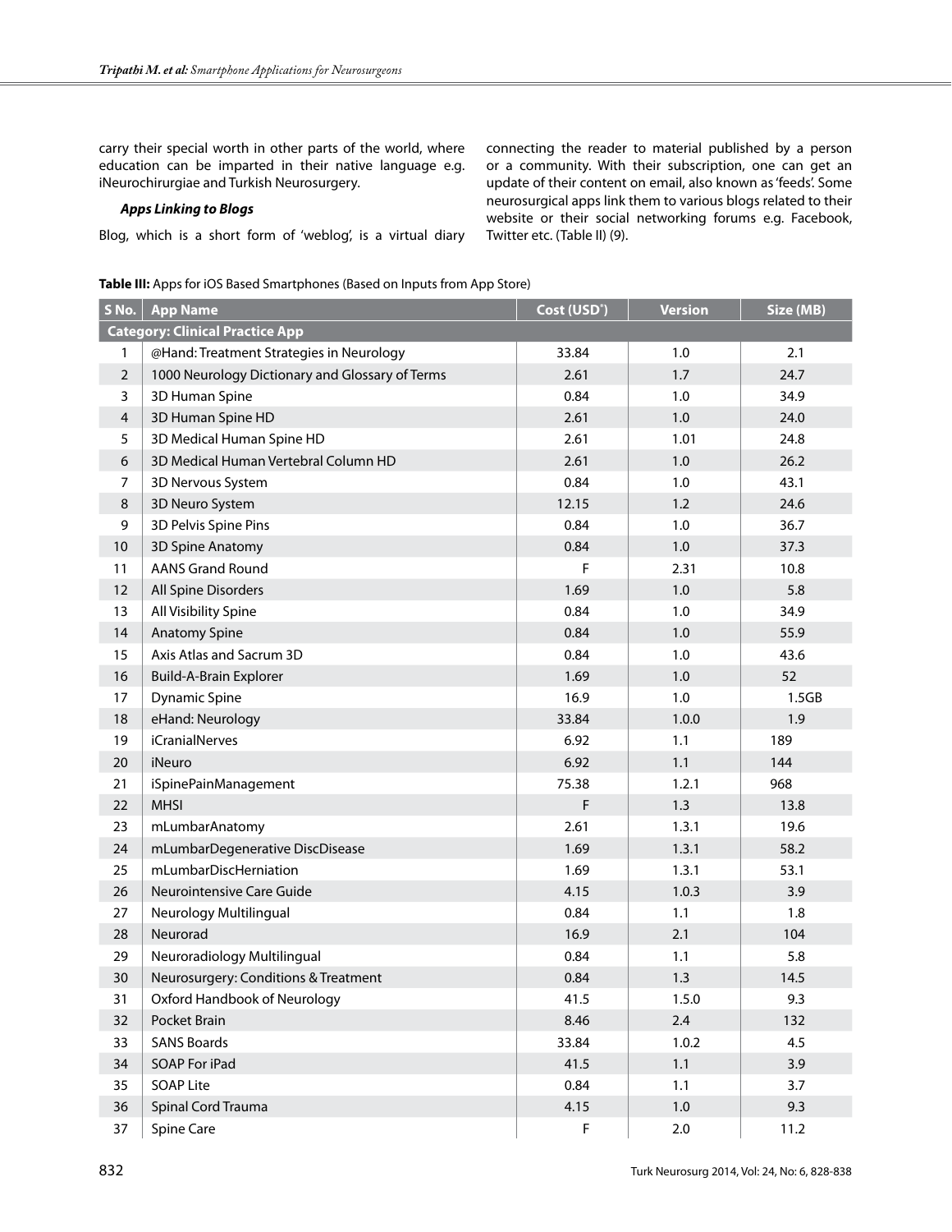carry their special worth in other parts of the world, where education can be imparted in their native language e.g. iNeurochirurgiae and Turkish Neurosurgery.

### *Apps Linking to Blogs*

Blog, which is a short form of 'weblog', is a virtual diary connecting the reader to material published by a person or a community. With their subscription, one can get an update of their content on email, also known as 'feeds'. Some neurosurgical apps link them to various blogs related to their website or their social networking forums e.g. Facebook, Twitter etc. (Table II) (9).

**Table III:** Apps for iOS Based Smartphones (Based on Inputs from App Store)

| S No. | App Name | Cost (USD*) | Version | Size (MB) |
|---|---|---|---|---|
| **Category: Clinical Practice App** | | | | |
| 1 | @Hand: Treatment Strategies in Neurology | 33.84 | 1.0 | 2.1 |
| 2 | 1000 Neurology Dictionary and Glossary of Terms | 2.61 | 1.7 | 24.7 |
| 3 | 3D Human Spine | 0.84 | 1.0 | 34.9 |
| 4 | 3D Human Spine HD | 2.61 | 1.0 | 24.0 |
| 5 | 3D Medical Human Spine HD | 2.61 | 1.01 | 24.8 |
| 6 | 3D Medical Human Vertebral Column HD | 2.61 | 1.0 | 26.2 |
| 7 | 3D Nervous System | 0.84 | 1.0 | 43.1 |
| 8 | 3D Neuro System | 12.15 | 1.2 | 24.6 |
| 9 | 3D Pelvis Spine Pins | 0.84 | 1.0 | 36.7 |
| 10 | 3D Spine Anatomy | 0.84 | 1.0 | 37.3 |
| 11 | AANS Grand Round | F | 2.31 | 10.8 |
| 12 | All Spine Disorders | 1.69 | 1.0 | 5.8 |
| 13 | All Visibility Spine | 0.84 | 1.0 | 34.9 |
| 14 | Anatomy Spine | 0.84 | 1.0 | 55.9 |
| 15 | Axis Atlas and Sacrum 3D | 0.84 | 1.0 | 43.6 |
| 16 | Build-A-Brain Explorer | 1.69 | 1.0 | 52 |
| 17 | Dynamic Spine | 16.9 | 1.0 | 1.5GB |
| 18 | eHand: Neurology | 33.84 | 1.0.0 | 1.9 |
| 19 | iCranialNerves | 6.92 | 1.1 | 189 |
| 20 | iNeuro | 6.92 | 1.1 | 144 |
| 21 | iSpinePainManagement | 75.38 | 1.2.1 | 968 |
| 22 | MHSI | F | 1.3 | 13.8 |
| 23 | mLumbarAnatomy | 2.61 | 1.3.1 | 19.6 |
| 24 | mLumbarDegenerative DiscDisease | 1.69 | 1.3.1 | 58.2 |
| 25 | mLumbarDiscHerniation | 1.69 | 1.3.1 | 53.1 |
| 26 | Neurointensive Care Guide | 4.15 | 1.0.3 | 3.9 |
| 27 | Neurology Multilingual | 0.84 | 1.1 | 1.8 |
| 28 | Neurorad | 16.9 | 2.1 | 104 |
| 29 | Neuroradiology Multilingual | 0.84 | 1.1 | 5.8 |
| 30 | Neurosurgery: Conditions & Treatment | 0.84 | 1.3 | 14.5 |
| 31 | Oxford Handbook of Neurology | 41.5 | 1.5.0 | 9.3 |
| 32 | Pocket Brain | 8.46 | 2.4 | 132 |
| 33 | SANS Boards | 33.84 | 1.0.2 | 4.5 |
| 34 | SOAP For iPad | 41.5 | 1.1 | 3.9 |
| 35 | SOAP Lite | 0.84 | 1.1 | 3.7 |
| 36 | Spinal Cord Trauma | 4.15 | 1.0 | 9.3 |
| 37 | Spine Care | F | 2.0 | 11.2 |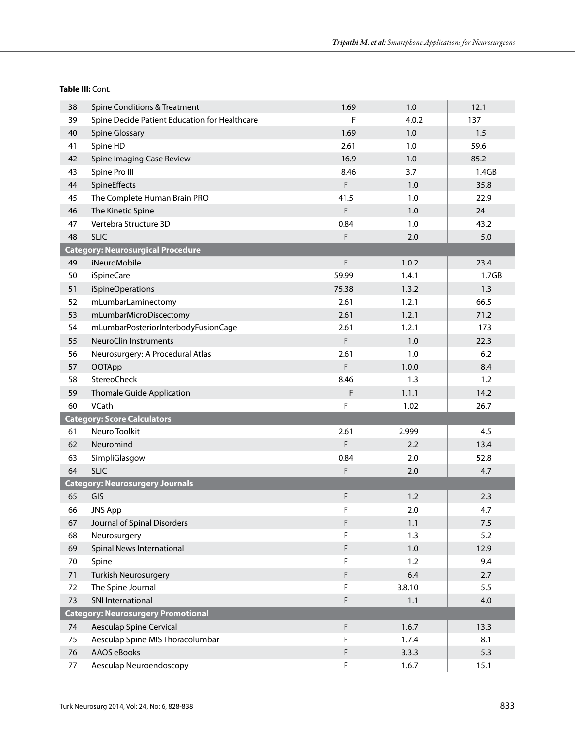**Table III:** Cont.

| | | | | |
|---|---|---|---|---|
| 38 | Spine Conditions & Treatment | 1.69 | 1.0 | 12.1 |
| 39 | Spine Decide Patient Education for Healthcare | F | 4.0.2 | 137 |
| 40 | Spine Glossary | 1.69 | 1.0 | 1.5 |
| 41 | Spine HD | 2.61 | 1.0 | 59.6 |
| 42 | Spine Imaging Case Review | 16.9 | 1.0 | 85.2 |
| 43 | Spine Pro III | 8.46 | 3.7 | 1.4GB |
| 44 | SpineEffects | F | 1.0 | 35.8 |
| 45 | The Complete Human Brain PRO | 41.5 | 1.0 | 22.9 |
| 46 | The Kinetic Spine | F | 1.0 | 24 |
| 47 | Vertebra Structure 3D | 0.84 | 1.0 | 43.2 |
| 48 | SLIC | F | 2.0 | 5.0 |
| **Category: Neurosurgical Procedure** | | | | |
| 49 | iNeuroMobile | F | 1.0.2 | 23.4 |
| 50 | iSpineCare | 59.99 | 1.4.1 | 1.7GB |
| 51 | iSpineOperations | 75.38 | 1.3.2 | 1.3 |
| 52 | mLumbarLaminectomy | 2.61 | 1.2.1 | 66.5 |
| 53 | mLumbarMicroDiscectomy | 2.61 | 1.2.1 | 71.2 |
| 54 | mLumbarPosteriorInterbodyFusionCage | 2.61 | 1.2.1 | 173 |
| 55 | NeuroClin Instruments | F | 1.0 | 22.3 |
| 56 | Neurosurgery: A Procedural Atlas | 2.61 | 1.0 | 6.2 |
| 57 | OOTApp | F | 1.0.0 | 8.4 |
| 58 | StereoCheck | 8.46 | 1.3 | 1.2 |
| 59 | Thomale Guide Application | F | 1.1.1 | 14.2 |
| 60 | VCath | F | 1.02 | 26.7 |
| **Category: Score Calculators** | | | | |
| 61 | Neuro Toolkit | 2.61 | 2.999 | 4.5 |
| 62 | Neuromind | F | 2.2 | 13.4 |
| 63 | SimpliGlasgow | 0.84 | 2.0 | 52.8 |
| 64 | SLIC | F | 2.0 | 4.7 |
| **Category: Neurosurgery Journals** | | | | |
| 65 | GIS | F | 1.2 | 2.3 |
| 66 | JNS App | F | 2.0 | 4.7 |
| 67 | Journal of Spinal Disorders | F | 1.1 | 7.5 |
| 68 | Neurosurgery | F | 1.3 | 5.2 |
| 69 | Spinal News International | F | 1.0 | 12.9 |
| 70 | Spine | F | 1.2 | 9.4 |
| 71 | Turkish Neurosurgery | F | 6.4 | 2.7 |
| 72 | The Spine Journal | F | 3.8.10 | 5.5 |
| 73 | SNI International | F | 1.1 | 4.0 |
| **Category: Neurosurgery Promotional** | | | | |
| 74 | Aesculap Spine Cervical | F | 1.6.7 | 13.3 |
| 75 | Aesculap Spine MIS Thoracolumbar | F | 1.7.4 | 8.1 |
| 76 | AAOS eBooks | F | 3.3.3 | 5.3 |
| 77 | Aesculap Neuroendoscopy | F | 1.6.7 | 15.1 |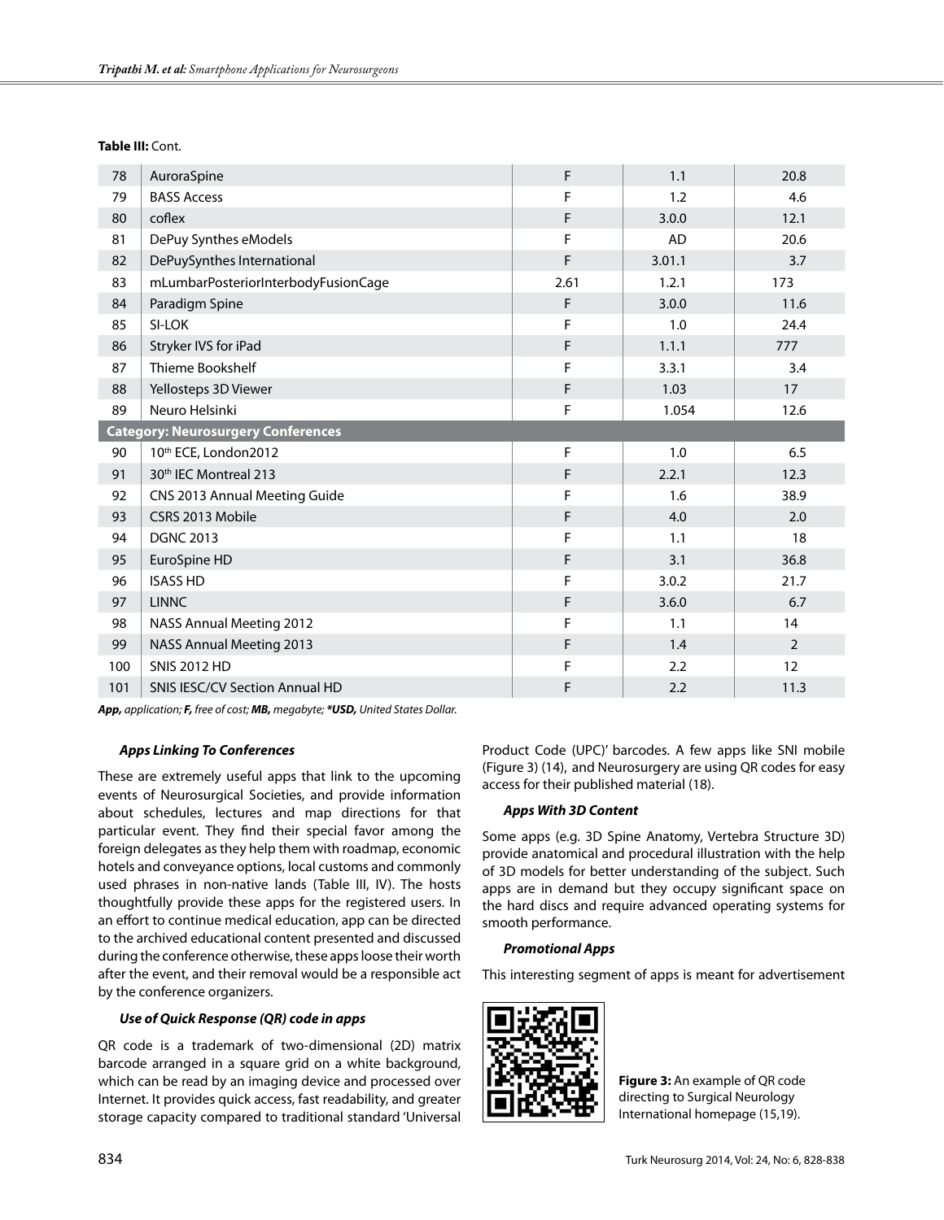**Table III:** Cont.

| | | | | |
|---|---|---|---|---|
| 78 | AuroraSpine | F | 1.1 | 20.8 |
| 79 | BASS Access | F | 1.2 | 4.6 |
| 80 | coflex | F | 3.0.0 | 12.1 |
| 81 | DePuy Synthes eModels | F | AD | 20.6 |
| 82 | DePuySynthes International | F | 3.01.1 | 3.7 |
| 83 | mLumbarPosteriorInterbodyFusionCage | 2.61 | 1.2.1 | 173 |
| 84 | Paradigm Spine | F | 3.0.0 | 11.6 |
| 85 | SI-LOK | F | 1.0 | 24.4 |
| 86 | Stryker IVS for iPad | F | 1.1.1 | 777 |
| 87 | Thieme Bookshelf | F | 3.3.1 | 3.4 |
| 88 | Yellosteps 3D Viewer | F | 1.03 | 17 |
| 89 | Neuro Helsinki | F | 1.054 | 12.6 |
| **Category: Neurosurgery Conferences** | | | | |
| 90 | 10th ECE, London2012 | F | 1.0 | 6.5 |
| 91 | 30th IEC Montreal 213 | F | 2.2.1 | 12.3 |
| 92 | CNS 2013 Annual Meeting Guide | F | 1.6 | 38.9 |
| 93 | CSRS 2013 Mobile | F | 4.0 | 2.0 |
| 94 | DGNC 2013 | F | 1.1 | 18 |
| 95 | EuroSpine HD | F | 3.1 | 36.8 |
| 96 | ISASS HD | F | 3.0.2 | 21.7 |
| 97 | LINNC | F | 3.6.0 | 6.7 |
| 98 | NASS Annual Meeting 2012 | F | 1.1 | 14 |
| 99 | NASS Annual Meeting 2013 | F | 1.4 | 2 |
| 100 | SNIS 2012 HD | F | 2.2 | 12 |
| 101 | SNIS IESC/CV Section Annual HD | F | 2.2 | 11.3 |

***App,*** *application;* ***F,*** *free of cost;* ***MB,*** *megabyte;* ***\*USD,*** *United States Dollar.*

#### *Apps Linking To Conferences*

These are extremely useful apps that link to the upcoming events of Neurosurgical Societies, and provide information about schedules, lectures and map directions for that particular event. They find their special favor among the foreign delegates as they help them with roadmap, economic hotels and conveyance options, local customs and commonly used phrases in non-native lands (Table III, IV). The hosts thoughtfully provide these apps for the registered users. In an effort to continue medical education, app can be directed to the archived educational content presented and discussed during the conference otherwise, these apps loose their worth after the event, and their removal would be a responsible act by the conference organizers.

#### *Use of Quick Response (QR) code in apps*

QR code is a trademark of two-dimensional (2D) matrix barcode arranged in a square grid on a white background, which can be read by an imaging device and processed over Internet. It provides quick access, fast readability, and greater storage capacity compared to traditional standard 'Universal Product Code (UPC)' barcodes. A few apps like SNI mobile (Figure 3) (14), and Neurosurgery are using QR codes for easy access for their published material (18).

#### *Apps With 3D Content*

Some apps (e.g. 3D Spine Anatomy, Vertebra Structure 3D) provide anatomical and procedural illustration with the help of 3D models for better understanding of the subject. Such apps are in demand but they occupy significant space on the hard discs and require advanced operating systems for smooth performance.

#### *Promotional Apps*

This interesting segment of apps is meant for advertisement

**Figure 3:** An example of QR code directing to Surgical Neurology International homepage (15,19).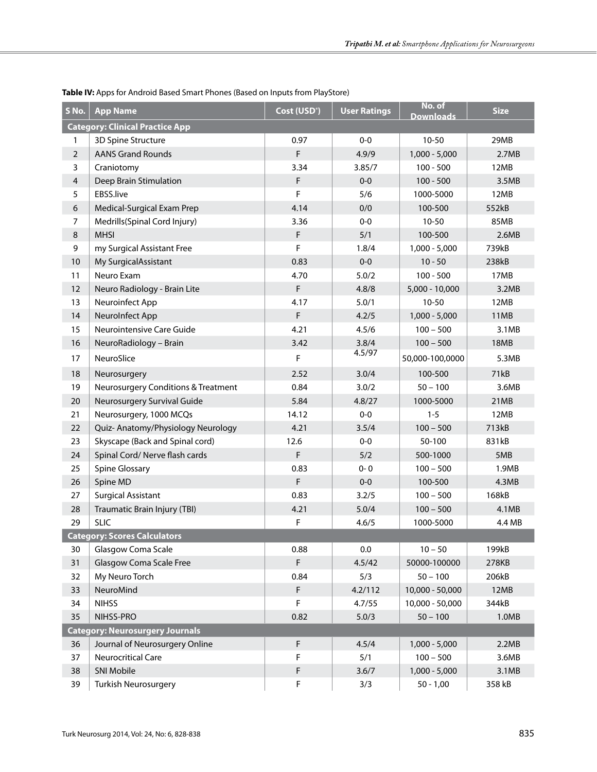**Table IV:** Apps for Android Based Smart Phones (Based on Inputs from PlayStore)

| S No. | App Name | Cost (USD*) | User Ratings | No. of Downloads | Size |
|---|---|---|---|---|---|
| **Category: Clinical Practice App** | | | | | |
| 1 | 3D Spine Structure | 0.97 | 0-0 | 10-50 | 29MB |
| 2 | AANS Grand Rounds | F | 4.9/9 | 1,000 - 5,000 | 2.7MB |
| 3 | Craniotomy | 3.34 | 3.85/7 | 100 - 500 | 12MB |
| 4 | Deep Brain Stimulation | F | 0-0 | 100 - 500 | 3.5MB |
| 5 | EBSS.live | F | 5/6 | 1000-5000 | 12MB |
| 6 | Medical-Surgical Exam Prep | 4.14 | 0/0 | 100-500 | 552kB |
| 7 | Medrills(Spinal Cord Injury) | 3.36 | 0-0 | 10-50 | 85MB |
| 8 | MHSI | F | 5/1 | 100-500 | 2.6MB |
| 9 | my Surgical Assistant Free | F | 1.8/4 | 1,000 - 5,000 | 739kB |
| 10 | My SurgicalAssistant | 0.83 | 0-0 | 10 - 50 | 238kB |
| 11 | Neuro Exam | 4.70 | 5.0/2 | 100 - 500 | 17MB |
| 12 | Neuro Radiology - Brain Lite | F | 4.8/8 | 5,000 - 10,000 | 3.2MB |
| 13 | Neuroinfect App | 4.17 | 5.0/1 | 10-50 | 12MB |
| 14 | NeuroInfect App | F | 4.2/5 | 1,000 - 5,000 | 11MB |
| 15 | Neurointensive Care Guide | 4.21 | 4.5/6 | 100 – 500 | 3.1MB |
| 16 | NeuroRadiology – Brain | 3.42 | 3.8/4 | 100 – 500 | 18MB |
| 17 | NeuroSlice | F | 4.5/97 | 50,000-100,0000 | 5.3MB |
| 18 | Neurosurgery | 2.52 | 3.0/4 | 100-500 | 71kB |
| 19 | Neurosurgery Conditions & Treatment | 0.84 | 3.0/2 | 50 – 100 | 3.6MB |
| 20 | Neurosurgery Survival Guide | 5.84 | 4.8/27 | 1000-5000 | 21MB |
| 21 | Neurosurgery, 1000 MCQs | 14.12 | 0-0 | 1-5 | 12MB |
| 22 | Quiz- Anatomy/Physiology Neurology | 4.21 | 3.5/4 | 100 – 500 | 713kB |
| 23 | Skyscape (Back and Spinal cord) | 12.6 | 0-0 | 50-100 | 831kB |
| 24 | Spinal Cord/ Nerve flash cards | F | 5/2 | 500-1000 | 5MB |
| 25 | Spine Glossary | 0.83 | 0- 0 | 100 – 500 | 1.9MB |
| 26 | Spine MD | F | 0-0 | 100-500 | 4.3MB |
| 27 | Surgical Assistant | 0.83 | 3.2/5 | 100 – 500 | 168kB |
| 28 | Traumatic Brain Injury (TBI) | 4.21 | 5.0/4 | 100 – 500 | 4.1MB |
| 29 | SLIC | F | 4.6/5 | 1000-5000 | 4.4 MB |
| **Category: Scores Calculators** | | | | | |
| 30 | Glasgow Coma Scale | 0.88 | 0.0 | 10 – 50 | 199kB |
| 31 | Glasgow Coma Scale Free | F | 4.5/42 | 50000-100000 | 278KB |
| 32 | My Neuro Torch | 0.84 | 5/3 | 50 – 100 | 206kB |
| 33 | NeuroMind | F | 4.2/112 | 10,000 - 50,000 | 12MB |
| 34 | NIHSS | F | 4.7/55 | 10,000 - 50,000 | 344kB |
| 35 | NIHSS-PRO | 0.82 | 5.0/3 | 50 – 100 | 1.0MB |
| **Category: Neurosurgery Journals** | | | | | |
| 36 | Journal of Neurosurgery Online | F | 4.5/4 | 1,000 - 5,000 | 2.2MB |
| 37 | Neurocritical Care | F | 5/1 | 100 – 500 | 3.6MB |
| 38 | SNI Mobile | F | 3.6/7 | 1,000 - 5,000 | 3.1MB |
| 39 | Turkish Neurosurgery | F | 3/3 | 50 - 1,00 | 358 kB |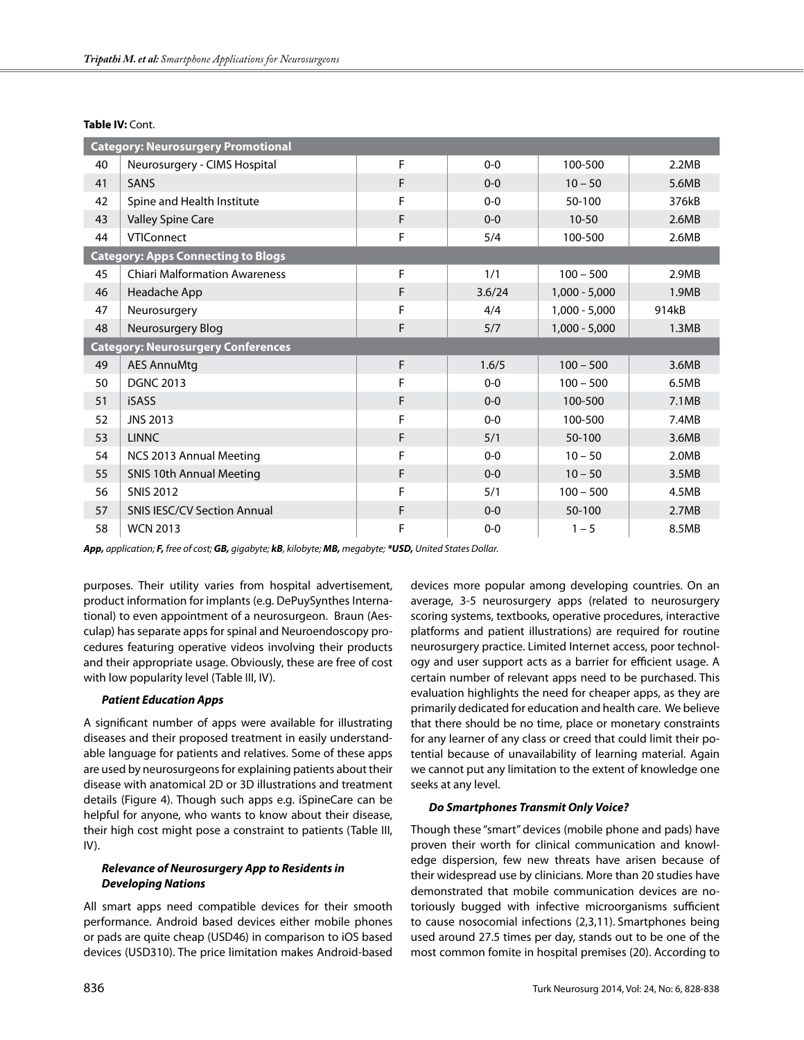**Table IV:** Cont.

| | | | | | |
|---|---|---|---|---|---|
| **Category: Neurosurgery Promotional** | | | | | |
| 40 | Neurosurgery - CIMS Hospital | F | 0-0 | 100-500 | 2.2MB |
| 41 | SANS | F | 0-0 | 10 – 50 | 5.6MB |
| 42 | Spine and Health Institute | F | 0-0 | 50-100 | 376kB |
| 43 | Valley Spine Care | F | 0-0 | 10-50 | 2.6MB |
| 44 | VTIConnect | F | 5/4 | 100-500 | 2.6MB |
| **Category: Apps Connecting to Blogs** | | | | | |
| 45 | Chiari Malformation Awareness | F | 1/1 | 100 – 500 | 2.9MB |
| 46 | Headache App | F | 3.6/24 | 1,000 - 5,000 | 1.9MB |
| 47 | Neurosurgery | F | 4/4 | 1,000 - 5,000 | 914kB |
| 48 | Neurosurgery Blog | F | 5/7 | 1,000 - 5,000 | 1.3MB |
| **Category: Neurosurgery Conferences** | | | | | |
| 49 | AES AnnuMtg | F | 1.6/5 | 100 – 500 | 3.6MB |
| 50 | DGNC 2013 | F | 0-0 | 100 – 500 | 6.5MB |
| 51 | iSASS | F | 0-0 | 100-500 | 7.1MB |
| 52 | JNS 2013 | F | 0-0 | 100-500 | 7.4MB |
| 53 | LINNC | F | 5/1 | 50-100 | 3.6MB |
| 54 | NCS 2013 Annual Meeting | F | 0-0 | 10 – 50 | 2.0MB |
| 55 | SNIS 10th Annual Meeting | F | 0-0 | 10 – 50 | 3.5MB |
| 56 | SNIS 2012 | F | 5/1 | 100 – 500 | 4.5MB |
| 57 | SNIS IESC/CV Section Annual | F | 0-0 | 50-100 | 2.7MB |
| 58 | WCN 2013 | F | 0-0 | 1 – 5 | 8.5MB |

***App,*** *application;* ***F,*** *free of cost;* ***GB,*** *gigabyte;* ***kB****, kilobyte;* ***MB,*** *megabyte;* ***\*USD,*** *United States Dollar.*

purposes. Their utility varies from hospital advertisement, product information for implants (e.g. DePuySynthes International) to even appointment of a neurosurgeon. Braun (Aesculap) has separate apps for spinal and Neuroendoscopy procedures featuring operative videos involving their products and their appropriate usage. Obviously, these are free of cost with low popularity level (Table III, IV).

#### *Patient Education Apps*

A significant number of apps were available for illustrating diseases and their proposed treatment in easily understandable language for patients and relatives. Some of these apps are used by neurosurgeons for explaining patients about their disease with anatomical 2D or 3D illustrations and treatment details (Figure 4). Though such apps e.g. iSpineCare can be helpful for anyone, who wants to know about their disease, their high cost might pose a constraint to patients (Table III, IV).

#### *Relevance of Neurosurgery App to Residents in Developing Nations*

All smart apps need compatible devices for their smooth performance. Android based devices either mobile phones or pads are quite cheap (USD46) in comparison to iOS based devices (USD310). The price limitation makes Android-based devices more popular among developing countries. On an average, 3-5 neurosurgery apps (related to neurosurgery scoring systems, textbooks, operative procedures, interactive platforms and patient illustrations) are required for routine neurosurgery practice. Limited Internet access, poor technology and user support acts as a barrier for efficient usage. A certain number of relevant apps need to be purchased. This evaluation highlights the need for cheaper apps, as they are primarily dedicated for education and health care. We believe that there should be no time, place or monetary constraints for any learner of any class or creed that could limit their potential because of unavailability of learning material. Again we cannot put any limitation to the extent of knowledge one seeks at any level.

#### *Do Smartphones Transmit Only Voice?*

Though these "smart" devices (mobile phone and pads) have proven their worth for clinical communication and knowledge dispersion, few new threats have arisen because of their widespread use by clinicians. More than 20 studies have demonstrated that mobile communication devices are notoriously bugged with infective microorganisms sufficient to cause nosocomial infections (2,3,11). Smartphones being used around 27.5 times per day, stands out to be one of the most common fomite in hospital premises (20). According to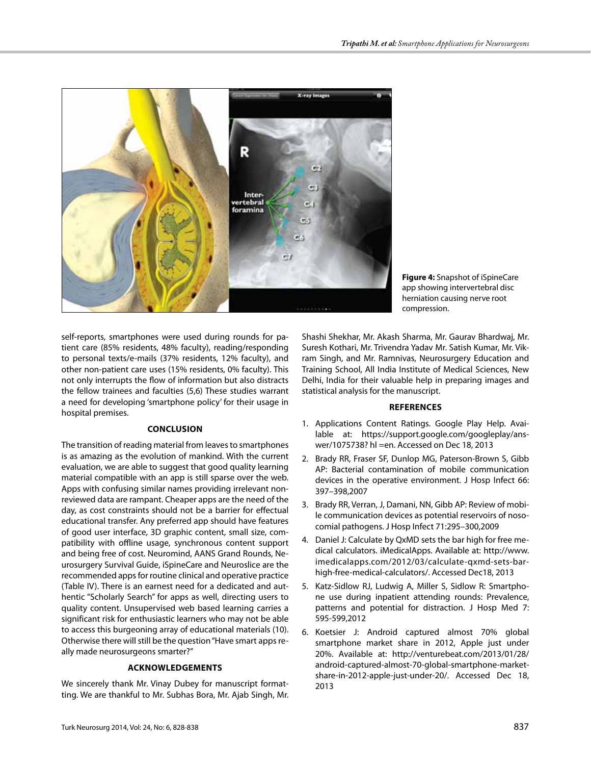**Figure 4:** Snapshot of iSpineCare app showing intervertebral disc herniation causing nerve root compression.

self-reports, smartphones were used during rounds for patient care (85% residents, 48% faculty), reading/responding to personal texts/e-mails (37% residents, 12% faculty), and other non-patient care uses (15% residents, 0% faculty). This not only interrupts the flow of information but also distracts the fellow trainees and faculties (5,6) These studies warrant a need for developing 'smartphone policy' for their usage in hospital premises.

## CONCLUSION

The transition of reading material from leaves to smartphones is as amazing as the evolution of mankind. With the current evaluation, we are able to suggest that good quality learning material compatible with an app is still sparse over the web. Apps with confusing similar names providing irrelevant non-reviewed data are rampant. Cheaper apps are the need of the day, as cost constraints should not be a barrier for effectual educational transfer. Any preferred app should have features of good user interface, 3D graphic content, small size, compatibility with offline usage, synchronous content support and being free of cost. Neuromind, AANS Grand Rounds, Neurosurgery Survival Guide, iSpineCare and Neuroslice are the recommended apps for routine clinical and operative practice (Table IV). There is an earnest need for a dedicated and authentic "Scholarly Search" for apps as well, directing users to quality content. Unsupervised web based learning carries a significant risk for enthusiastic learners who may not be able to access this burgeoning array of educational materials (10). Otherwise there will still be the question "Have smart apps really made neurosurgeons smarter?"

## ACKNOWLEDGEMENTS

We sincerely thank Mr. Vinay Dubey for manuscript formatting. We are thankful to Mr. Subhas Bora, Mr. Ajab Singh, Mr. Shashi Shekhar, Mr. Akash Sharma, Mr. Gaurav Bhardwaj, Mr. Suresh Kothari, Mr. Trivendra Yadav Mr. Satish Kumar, Mr. Vikram Singh, and Mr. Ramnivas, Neurosurgery Education and Training School, All India Institute of Medical Sciences, New Delhi, India for their valuable help in preparing images and statistical analysis for the manuscript.

## REFERENCES

1. Applications Content Ratings. Google Play Help. Available at: https://support.google.com/googleplay/answer/1075738? hl =en. Accessed on Dec 18, 2013
2. Brady RR, Fraser SF, Dunlop MG, Paterson-Brown S, Gibb AP: Bacterial contamination of mobile communication devices in the operative environment. J Hosp Infect 66: 397–398,2007
3. Brady RR, Verran, J, Damani, NN, Gibb AP: Review of mobile communication devices as potential reservoirs of nosocomial pathogens. J Hosp Infect 71:295–300,2009
4. Daniel J: Calculate by QxMD sets the bar high for free medical calculators. iMedicalApps. Available at: http://www.imedicalapps.com/2012/03/calculate-qxmd-sets-bar-high-free-medical-calculators/. Accessed Dec18, 2013
5. Katz-Sidlow RJ, Ludwig A, Miller S, Sidlow R: Smartphone use during inpatient attending rounds: Prevalence, patterns and potential for distraction. J Hosp Med 7: 595-599,2012
6. Koetsier J: Android captured almost 70% global smartphone market share in 2012, Apple just under 20%. Available at: http://venturebeat.com/2013/01/28/android-captured-almost-70-global-smartphone-market-share-in-2012-apple-just-under-20/. Accessed Dec 18, 2013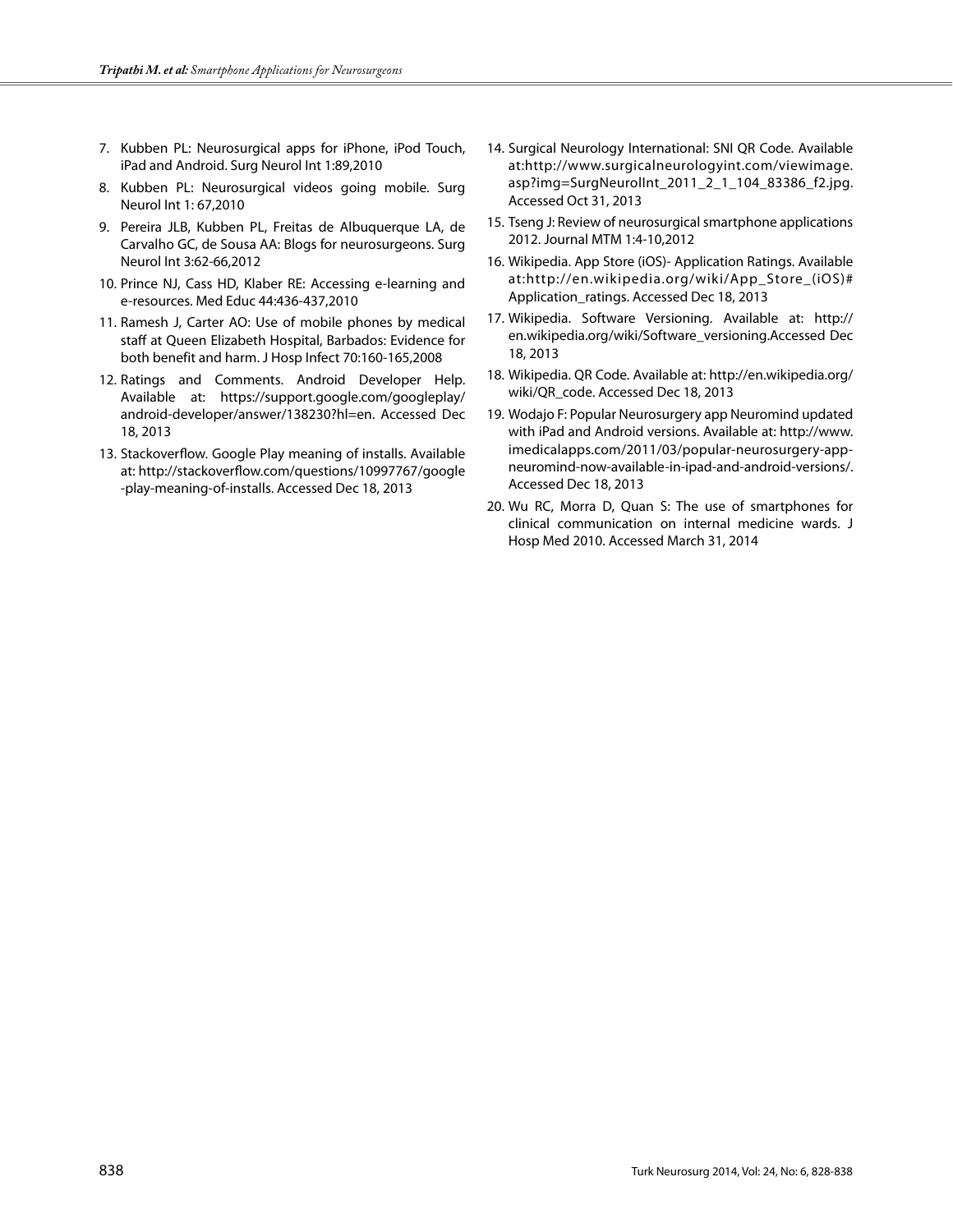7. Kubben PL: Neurosurgical apps for iPhone, iPod Touch, iPad and Android. Surg Neurol Int 1:89,2010
8. Kubben PL: Neurosurgical videos going mobile. Surg Neurol Int 1: 67,2010
9. Pereira JLB, Kubben PL, Freitas de Albuquerque LA, de Carvalho GC, de Sousa AA: Blogs for neurosurgeons. Surg Neurol Int 3:62-66,2012
10. Prince NJ, Cass HD, Klaber RE: Accessing e-learning and e-resources. Med Educ 44:436-437,2010
11. Ramesh J, Carter AO: Use of mobile phones by medical staff at Queen Elizabeth Hospital, Barbados: Evidence for both benefit and harm. J Hosp Infect 70:160-165,2008
12. Ratings and Comments. Android Developer Help. Available at: https://support.google.com/googleplay/android-developer/answer/138230?hl=en. Accessed Dec 18, 2013
13. Stackoverflow. Google Play meaning of installs. Available at: http://stackoverflow.com/questions/10997767/google-play-meaning-of-installs. Accessed Dec 18, 2013
14. Surgical Neurology International: SNI QR Code. Available at:http://www.surgicalneurologyint.com/viewimage.asp?img=SurgNeurolInt_2011_2_1_104_83386_f2.jpg. Accessed Oct 31, 2013
15. Tseng J: Review of neurosurgical smartphone applications 2012. Journal MTM 1:4-10,2012
16. Wikipedia. App Store (iOS)- Application Ratings. Available at:http://en.wikipedia.org/wiki/App_Store_(iOS)#Application_ratings. Accessed Dec 18, 2013
17. Wikipedia. Software Versioning. Available at: http://en.wikipedia.org/wiki/Software_versioning.Accessed Dec 18, 2013
18. Wikipedia. QR Code. Available at: http://en.wikipedia.org/wiki/QR_code. Accessed Dec 18, 2013
19. Wodajo F: Popular Neurosurgery app Neuromind updated with iPad and Android versions. Available at: http://www.imedicalapps.com/2011/03/popular-neurosurgery-app-neuromind-now-available-in-ipad-and-android-versions/. Accessed Dec 18, 2013
20. Wu RC, Morra D, Quan S: The use of smartphones for clinical communication on internal medicine wards. J Hosp Med 2010. Accessed March 31, 2014